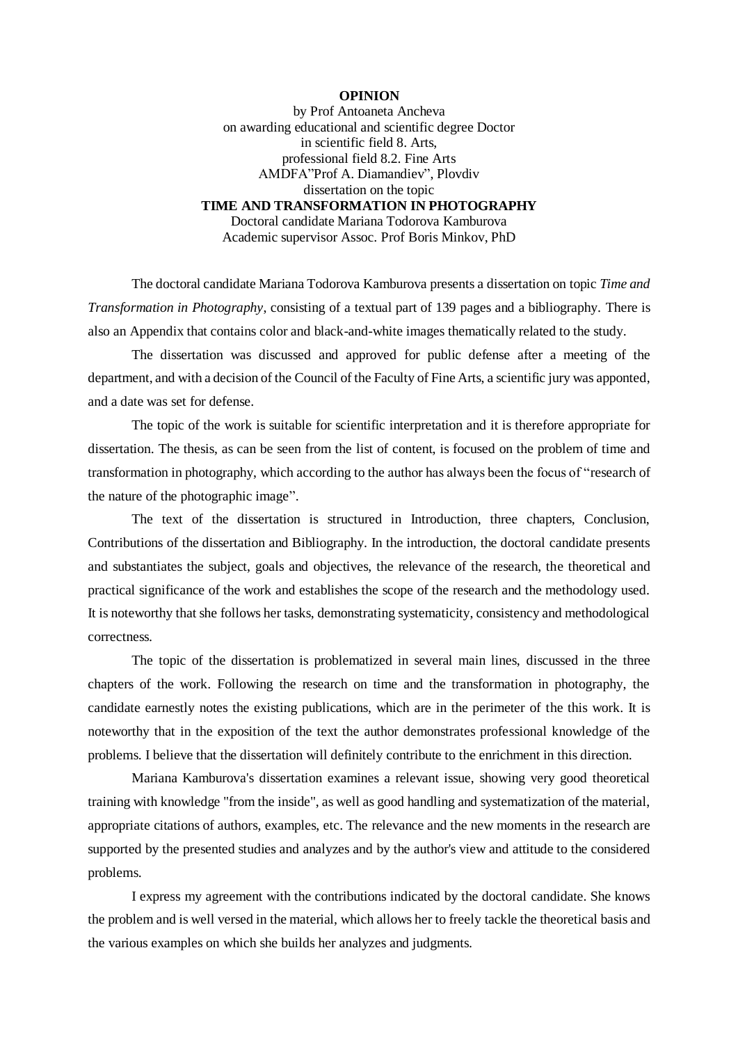**OPINION**

by Prof Antoaneta Ancheva
on awarding educational and scientific degree Doctor
in scientific field 8. Arts,
professional field 8.2. Fine Arts
AMDFA"Prof A. Diamandiev", Plovdiv
dissertation on the topic

**TIME AND TRANSFORMATION IN PHOTOGRAPHY**

Doctoral candidate Mariana Todorova Kamburova
Academic supervisor Assoc. Prof Boris Minkov, PhD

The doctoral candidate Mariana Todorova Kamburova presents a dissertation on topic *Time and Transformation in Photography*, consisting of a textual part of 139 pages and a bibliography. There is also an Appendix that contains color and black-and-white images thematically related to the study.

The dissertation was discussed and approved for public defense after a meeting of the department, and with a decision of the Council of the Faculty of Fine Arts, a scientific jury was apponted, and a date was set for defense.

The topic of the work is suitable for scientific interpretation and it is therefore appropriate for dissertation. The thesis, as can be seen from the list of content, is focused on the problem of time and transformation in photography, which according to the author has always been the focus of "research of the nature of the photographic image".

The text of the dissertation is structured in Introduction, three chapters, Conclusion, Contributions of the dissertation and Bibliography. In the introduction, the doctoral candidate presents and substantiates the subject, goals and objectives, the relevance of the research, the theoretical and practical significance of the work and establishes the scope of the research and the methodology used. It is noteworthy that she follows her tasks, demonstrating systematicity, consistency and methodological correctness.

The topic of the dissertation is problematized in several main lines, discussed in the three chapters of the work. Following the research on time and the transformation in photography, the candidate earnestly notes the existing publications, which are in the perimeter of the this work. It is noteworthy that in the exposition of the text the author demonstrates professional knowledge of the problems. I believe that the dissertation will definitely contribute to the enrichment in this direction.

Mariana Kamburova's dissertation examines a relevant issue, showing very good theoretical training with knowledge "from the inside", as well as good handling and systematization of the material, appropriate citations of authors, examples, etc. The relevance and the new moments in the research are supported by the presented studies and analyzes and by the author's view and attitude to the considered problems.

I express my agreement with the contributions indicated by the doctoral candidate. She knows the problem and is well versed in the material, which allows her to freely tackle the theoretical basis and the various examples on which she builds her analyzes and judgments.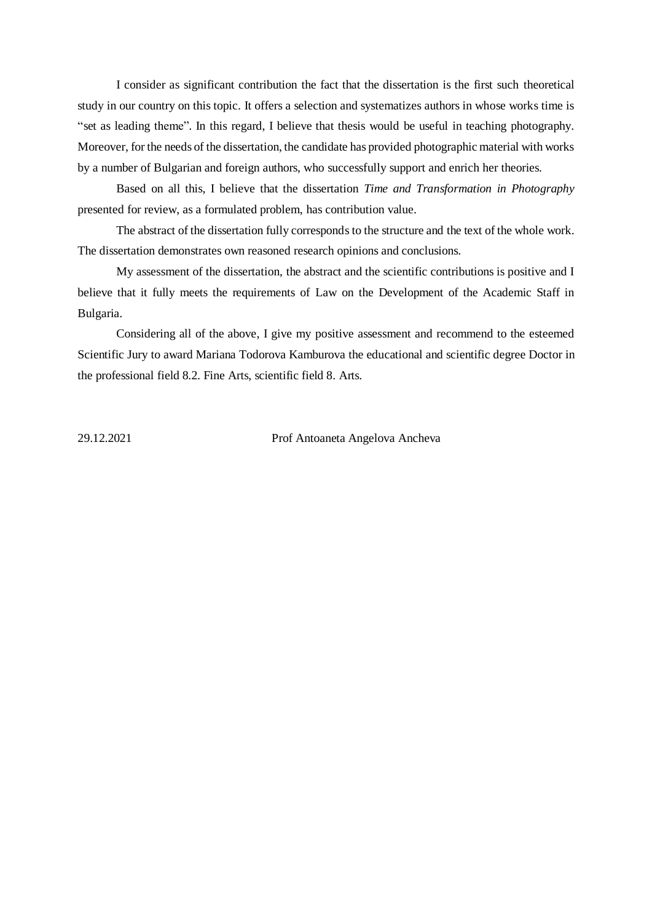I consider as significant contribution the fact that the dissertation is the first such theoretical study in our country on this topic. It offers a selection and systematizes authors in whose works time is "set as leading theme". In this regard, I believe that thesis would be useful in teaching photography. Moreover, for the needs of the dissertation, the candidate has provided photographic material with works by a number of Bulgarian and foreign authors, who successfully support and enrich her theories.

Based on all this, I believe that the dissertation *Time and Transformation in Photography* presented for review, as a formulated problem, has contribution value.

The abstract of the dissertation fully corresponds to the structure and the text of the whole work. The dissertation demonstrates own reasoned research opinions and conclusions.

My assessment of the dissertation, the abstract and the scientific contributions is positive and I believe that it fully meets the requirements of Law on the Development of the Academic Staff in Bulgaria.

Considering all of the above, I give my positive assessment and recommend to the esteemed Scientific Jury to award Mariana Todorova Kamburova the educational and scientific degree Doctor in the professional field 8.2. Fine Arts, scientific field 8. Arts.

29.12.2021 Prof Antoaneta Angelova Ancheva